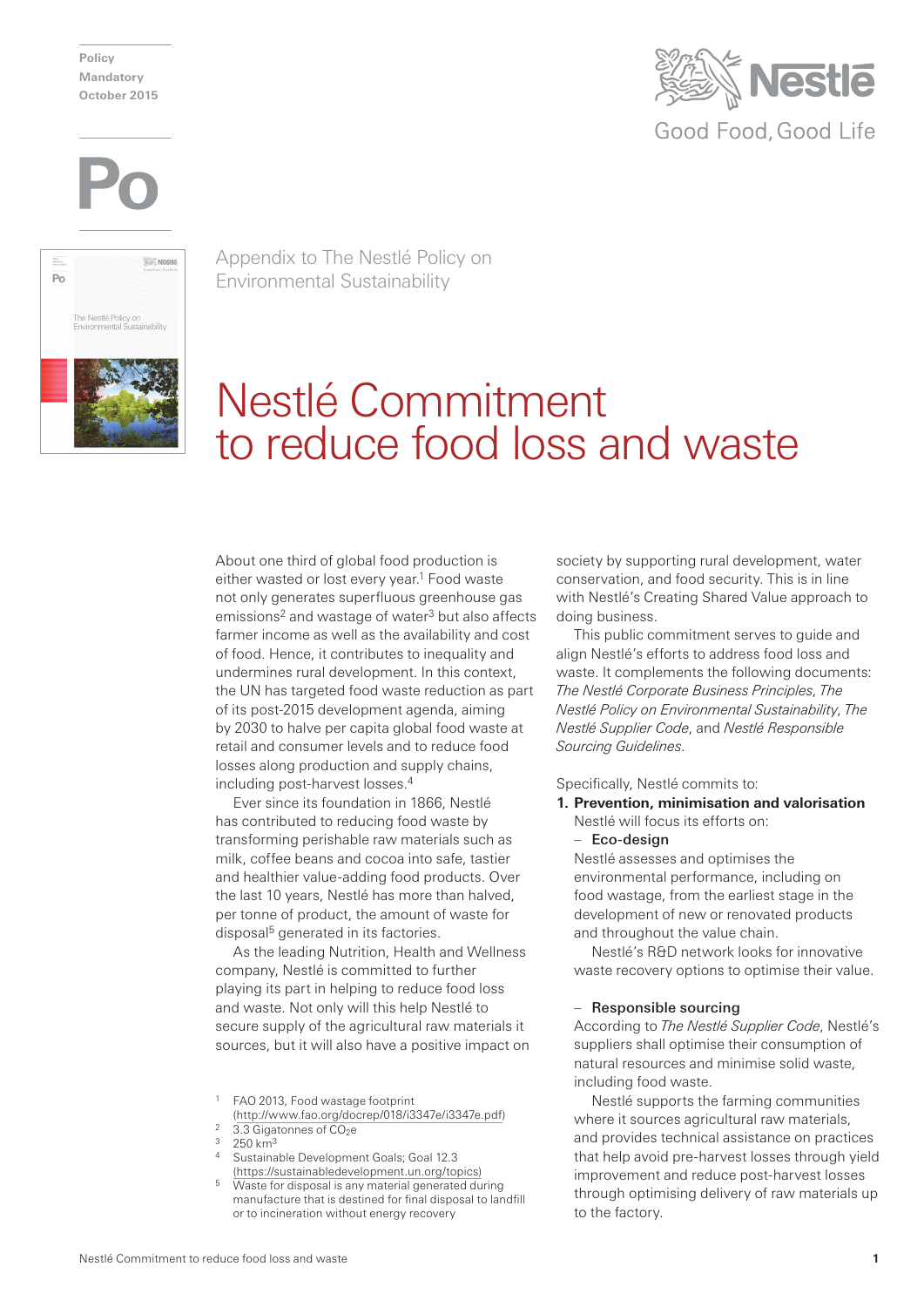Policy
Mandatory
October 2015

Appendix to The Nestlé Policy on Environmental Sustainability

# Nestlé Commitment to reduce food loss and waste

About one third of global food production is either wasted or lost every year.[1] Food waste not only generates superfluous greenhouse gas emissions[2] and wastage of water[3] but also affects farmer income as well as the availability and cost of food. Hence, it contributes to inequality and undermines rural development. In this context, the UN has targeted food waste reduction as part of its post-2015 development agenda, aiming by 2030 to halve per capita global food waste at retail and consumer levels and to reduce food losses along production and supply chains, including post-harvest losses.[4]

Ever since its foundation in 1866, Nestlé has contributed to reducing food waste by transforming perishable raw materials such as milk, coffee beans and cocoa into safe, tastier and healthier value-adding food products. Over the last 10 years, Nestlé has more than halved, per tonne of product, the amount of waste for disposal[5] generated in its factories.

As the leading Nutrition, Health and Wellness company, Nestlé is committed to further playing its part in helping to reduce food loss and waste. Not only will this help Nestlé to secure supply of the agricultural raw materials it sources, but it will also have a positive impact on society by supporting rural development, water conservation, and food security. This is in line with Nestlé's Creating Shared Value approach to doing business.

This public commitment serves to guide and align Nestlé's efforts to address food loss and waste. It complements the following documents: *The Nestlé Corporate Business Principles*, *The Nestlé Policy on Environmental Sustainability*, *The Nestlé Supplier Code*, and *Nestlé Responsible Sourcing Guidelines*.

Specifically, Nestlé commits to:

**1. Prevention, minimisation and valorisation**

Nestlé will focus its efforts on:

– **Eco-design**

Nestlé assesses and optimises the environmental performance, including on food wastage, from the earliest stage in the development of new or renovated products and throughout the value chain.

Nestlé's R&D network looks for innovative waste recovery options to optimise their value.

– **Responsible sourcing**

According to *The Nestlé Supplier Code*, Nestlé's suppliers shall optimise their consumption of natural resources and minimise solid waste, including food waste.

Nestlé supports the farming communities where it sources agricultural raw materials, and provides technical assistance on practices that help avoid pre-harvest losses through yield improvement and reduce post-harvest losses through optimising delivery of raw materials up to the factory.

---

1 FAO 2013, Food wastage footprint (http://www.fao.org/docrep/018/i3347e/i3347e.pdf)

2 3.3 Gigatonnes of $CO_2e$

3 250 km$^3$

4 Sustainable Development Goals; Goal 12.3 (https://sustainabledevelopment.un.org/topics)

5 Waste for disposal is any material generated during manufacture that is destined for final disposal to landfill or to incineration without energy recovery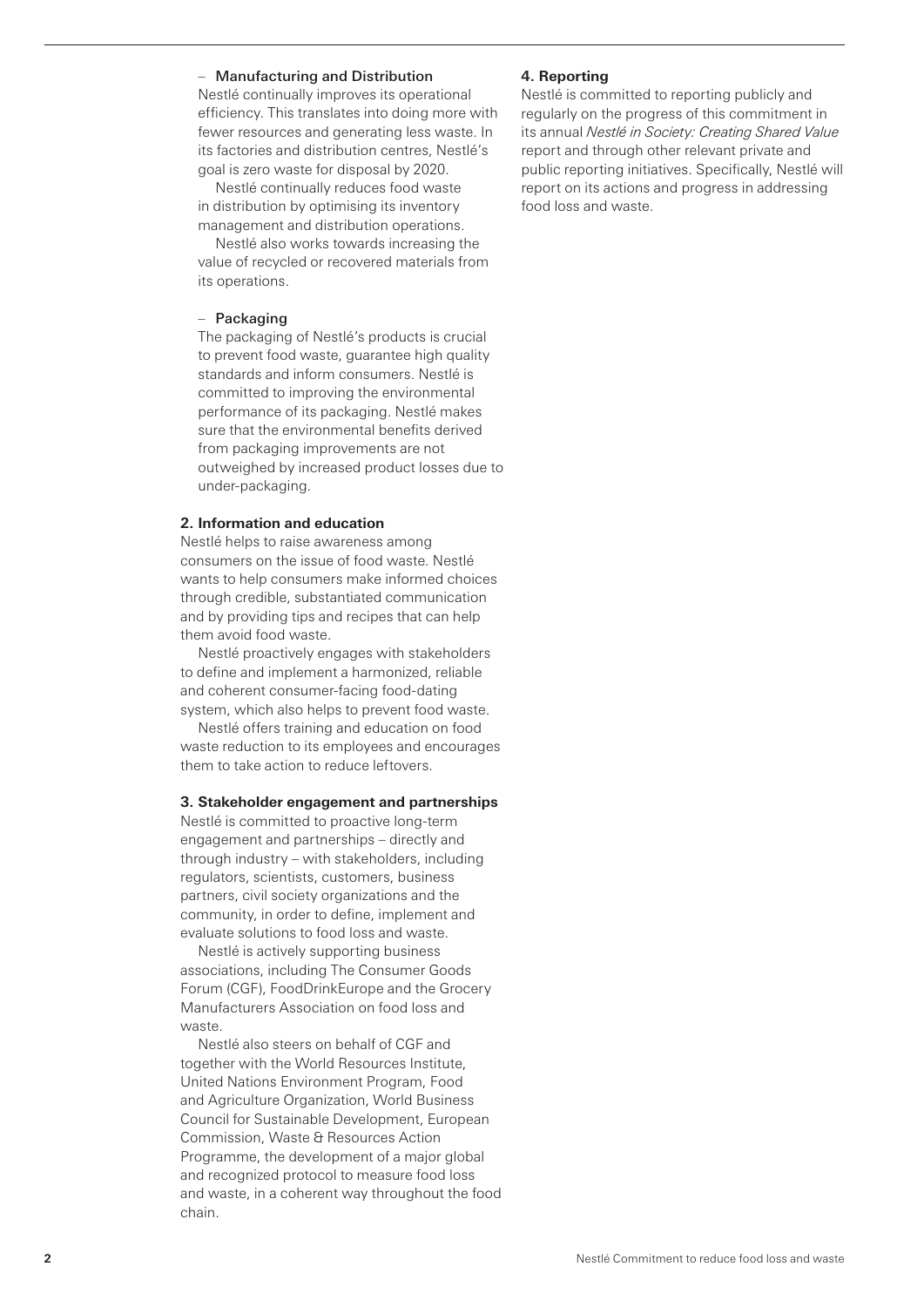– Manufacturing and Distribution

Nestlé continually improves its operational efficiency. This translates into doing more with fewer resources and generating less waste. In its factories and distribution centres, Nestlé's goal is zero waste for disposal by 2020.

Nestlé continually reduces food waste in distribution by optimising its inventory management and distribution operations.

Nestlé also works towards increasing the value of recycled or recovered materials from its operations.

– Packaging

The packaging of Nestlé's products is crucial to prevent food waste, guarantee high quality standards and inform consumers. Nestlé is committed to improving the environmental performance of its packaging. Nestlé makes sure that the environmental benefits derived from packaging improvements are not outweighed by increased product losses due to under-packaging.

**2. Information and education**

Nestlé helps to raise awareness among consumers on the issue of food waste. Nestlé wants to help consumers make informed choices through credible, substantiated communication and by providing tips and recipes that can help them avoid food waste.

Nestlé proactively engages with stakeholders to define and implement a harmonized, reliable and coherent consumer-facing food-dating system, which also helps to prevent food waste.

Nestlé offers training and education on food waste reduction to its employees and encourages them to take action to reduce leftovers.

**3. Stakeholder engagement and partnerships**

Nestlé is committed to proactive long-term engagement and partnerships – directly and through industry – with stakeholders, including regulators, scientists, customers, business partners, civil society organizations and the community, in order to define, implement and evaluate solutions to food loss and waste.

Nestlé is actively supporting business associations, including The Consumer Goods Forum (CGF), FoodDrinkEurope and the Grocery Manufacturers Association on food loss and waste.

Nestlé also steers on behalf of CGF and together with the World Resources Institute, United Nations Environment Program, Food and Agriculture Organization, World Business Council for Sustainable Development, European Commission, Waste & Resources Action Programme, the development of a major global and recognized protocol to measure food loss and waste, in a coherent way throughout the food chain.

**4. Reporting**

Nestlé is committed to reporting publicly and regularly on the progress of this commitment in its annual *Nestlé in Society: Creating Shared Value* report and through other relevant private and public reporting initiatives. Specifically, Nestlé will report on its actions and progress in addressing food loss and waste.